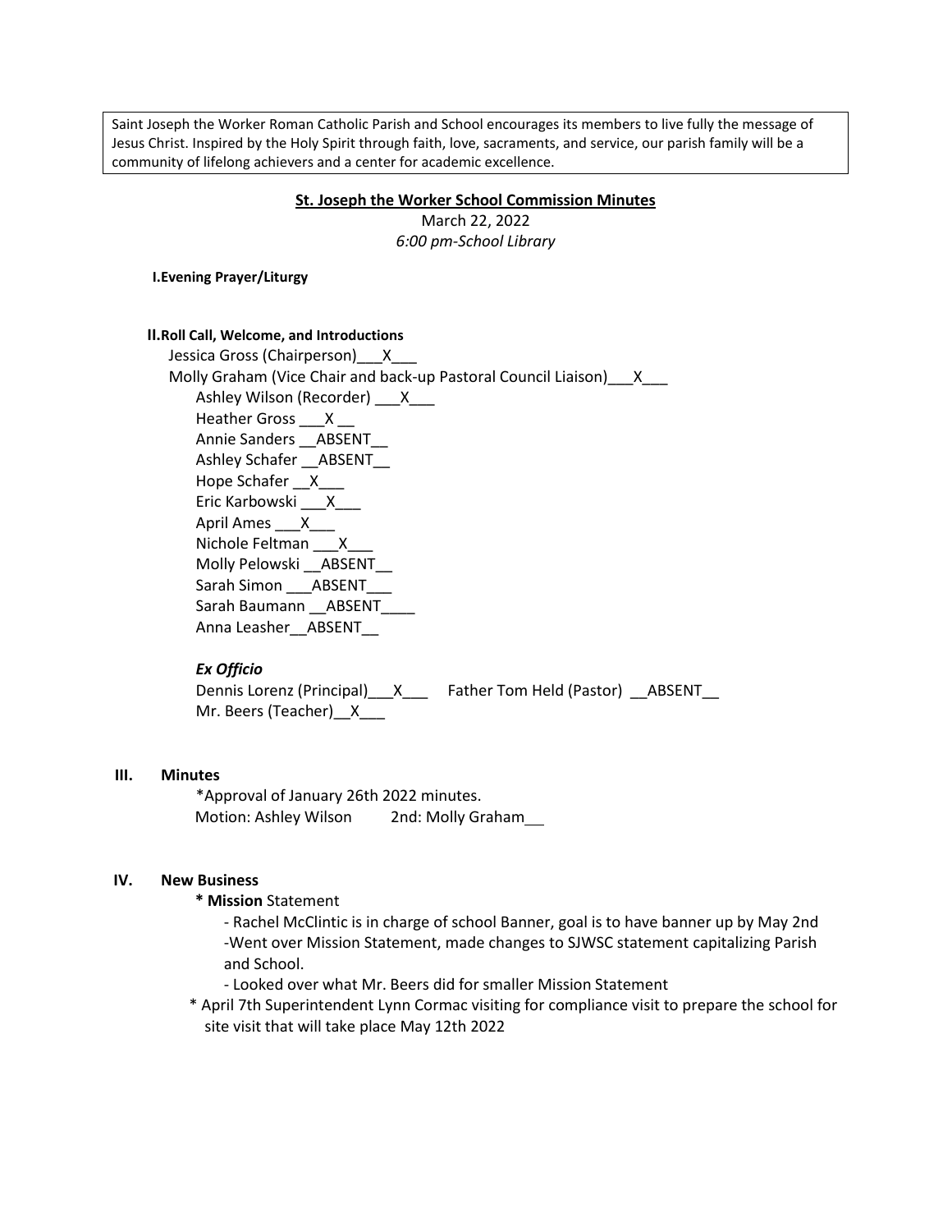Saint Joseph the Worker Roman Catholic Parish and School encourages its members to live fully the message of Jesus Christ. Inspired by the Holy Spirit through faith, love, sacraments, and service, our parish family will be a community of lifelong achievers and a center for academic excellence.

## St. Joseph the Worker School Commission Minutes

March 22, 2022

*6:00 pm-School Library*

**I.Evening Prayer/Liturgy**

**II.Roll Call, Welcome, and Introductions**

Jessica Gross (Chairperson)___X___
Molly Graham (Vice Chair and back-up Pastoral Council Liaison)___X___
Ashley Wilson (Recorder) ___X___
Heather Gross ___X __
Annie Sanders __ABSENT__
Ashley Schafer __ABSENT__
Hope Schafer __X___
Eric Karbowski ___X___
April Ames ___X___
Nichole Feltman ___X___
Molly Pelowski __ABSENT__
Sarah Simon ___ABSENT___
Sarah Baumann __ABSENT____
Anna Leasher__ABSENT__

***Ex Officio***

Dennis Lorenz (Principal)___X___ Father Tom Held (Pastor) __ABSENT__
Mr. Beers (Teacher)__X___

**III. Minutes**

*Approval of January 26th 2022 minutes.
Motion: Ashley Wilson 2nd: Molly Graham__

**IV. New Business**

* **Mission** Statement
  - Rachel McClintic is in charge of school Banner, goal is to have banner up by May 2nd
  - Went over Mission Statement, made changes to SJWSC statement capitalizing Parish and School.
  - Looked over what Mr. Beers did for smaller Mission Statement
* April 7th Superintendent Lynn Cormac visiting for compliance visit to prepare the school for site visit that will take place May 12th 2022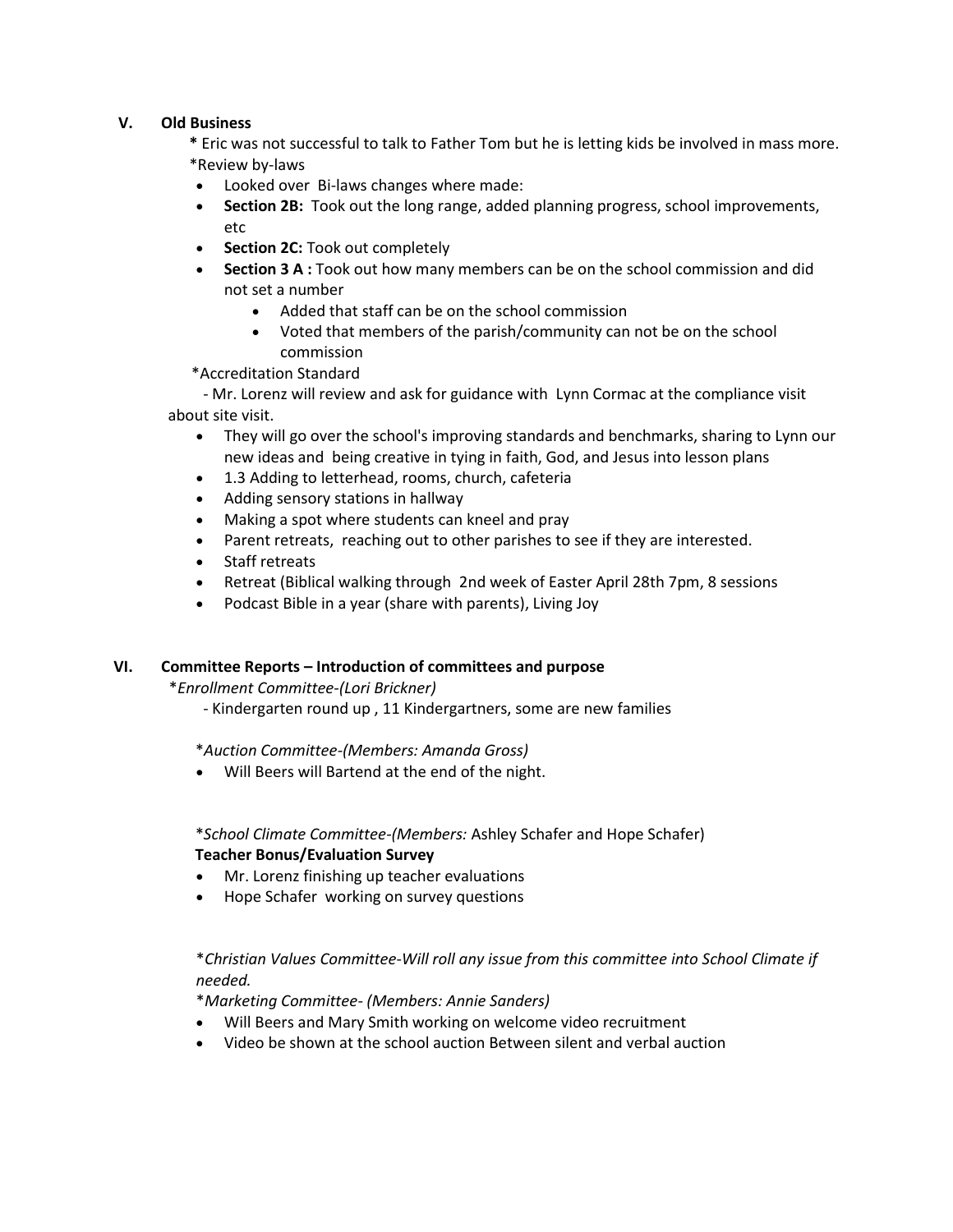## V. Old Business

\* Eric was not successful to talk to Father Tom but he is letting kids be involved in mass more.

\*Review by-laws

- Looked over Bi-laws changes where made:
- **Section 2B:** Took out the long range, added planning progress, school improvements, etc
- **Section 2C:** Took out completely
- **Section 3 A :** Took out how many members can be on the school commission and did not set a number
    - Added that staff can be on the school commission
    - Voted that members of the parish/community can not be on the school commission

\*Accreditation Standard

- Mr. Lorenz will review and ask for guidance with Lynn Cormac at the compliance visit about site visit.

- They will go over the school's improving standards and benchmarks, sharing to Lynn our new ideas and being creative in tying in faith, God, and Jesus into lesson plans
- 1.3 Adding to letterhead, rooms, church, cafeteria
- Adding sensory stations in hallway
- Making a spot where students can kneel and pray
- Parent retreats, reaching out to other parishes to see if they are interested.
- Staff retreats
- Retreat (Biblical walking through 2nd week of Easter April 28th 7pm, 8 sessions
- Podcast Bible in a year (share with parents), Living Joy

## VI. Committee Reports – Introduction of committees and purpose

\**Enrollment Committee-(Lori Brickner)*

- Kindergarten round up , 11 Kindergartners, some are new families

\**Auction Committee-(Members: Amanda Gross)*

- Will Beers will Bartend at the end of the night.

\**School Climate Committee-(Members:* Ashley Schafer and Hope Schafer)

**Teacher Bonus/Evaluation Survey**

- Mr. Lorenz finishing up teacher evaluations
- Hope Schafer working on survey questions

\**Christian Values Committee-Will roll any issue from this committee into School Climate if needed.*

\**Marketing Committee- (Members: Annie Sanders)*

- Will Beers and Mary Smith working on welcome video recruitment
- Video be shown at the school auction Between silent and verbal auction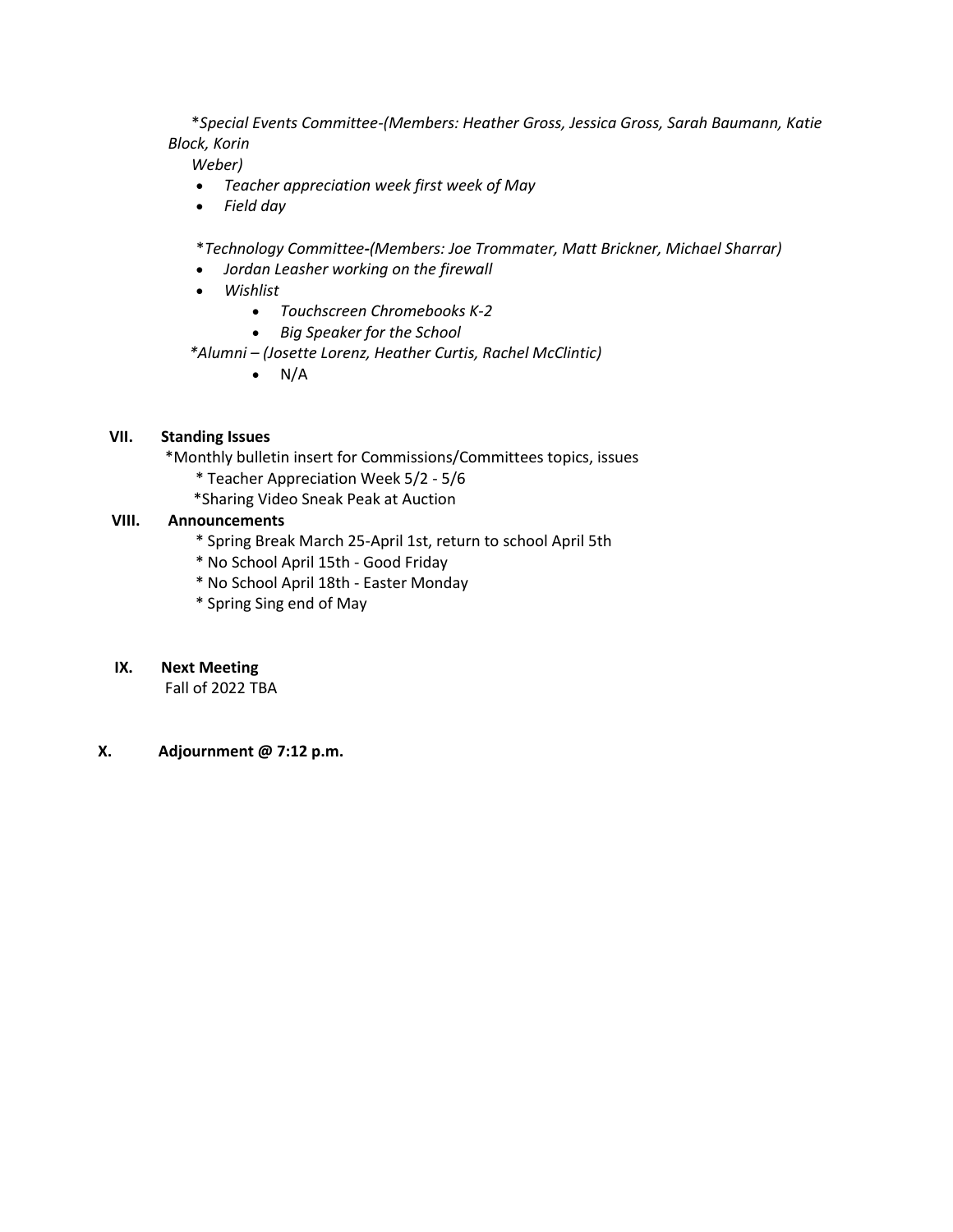*\*Special Events Committee-(Members: Heather Gross, Jessica Gross, Sarah Baumann, Katie Block, Korin Weber)*

- *Teacher appreciation week first week of May*
- *Field day*

*\*Technology Committee-(Members: Joe Trommater, Matt Brickner, Michael Sharrar)*

- *Jordan Leasher working on the firewall*
- *Wishlist*
  - *Touchscreen Chromebooks K-2*
  - *Big Speaker for the School*

*\*Alumni – (Josette Lorenz, Heather Curtis, Rachel McClintic)*

  - N/A

**VII. Standing Issues**

\*Monthly bulletin insert for Commissions/Committees topics, issues

\* Teacher Appreciation Week 5/2 - 5/6

\*Sharing Video Sneak Peak at Auction

**VIII. Announcements**

\* Spring Break March 25-April 1st, return to school April 5th

\* No School April 15th - Good Friday

\* No School April 18th - Easter Monday

\* Spring Sing end of May

**IX. Next Meeting**

Fall of 2022 TBA

**X. Adjournment @ 7:12 p.m.**